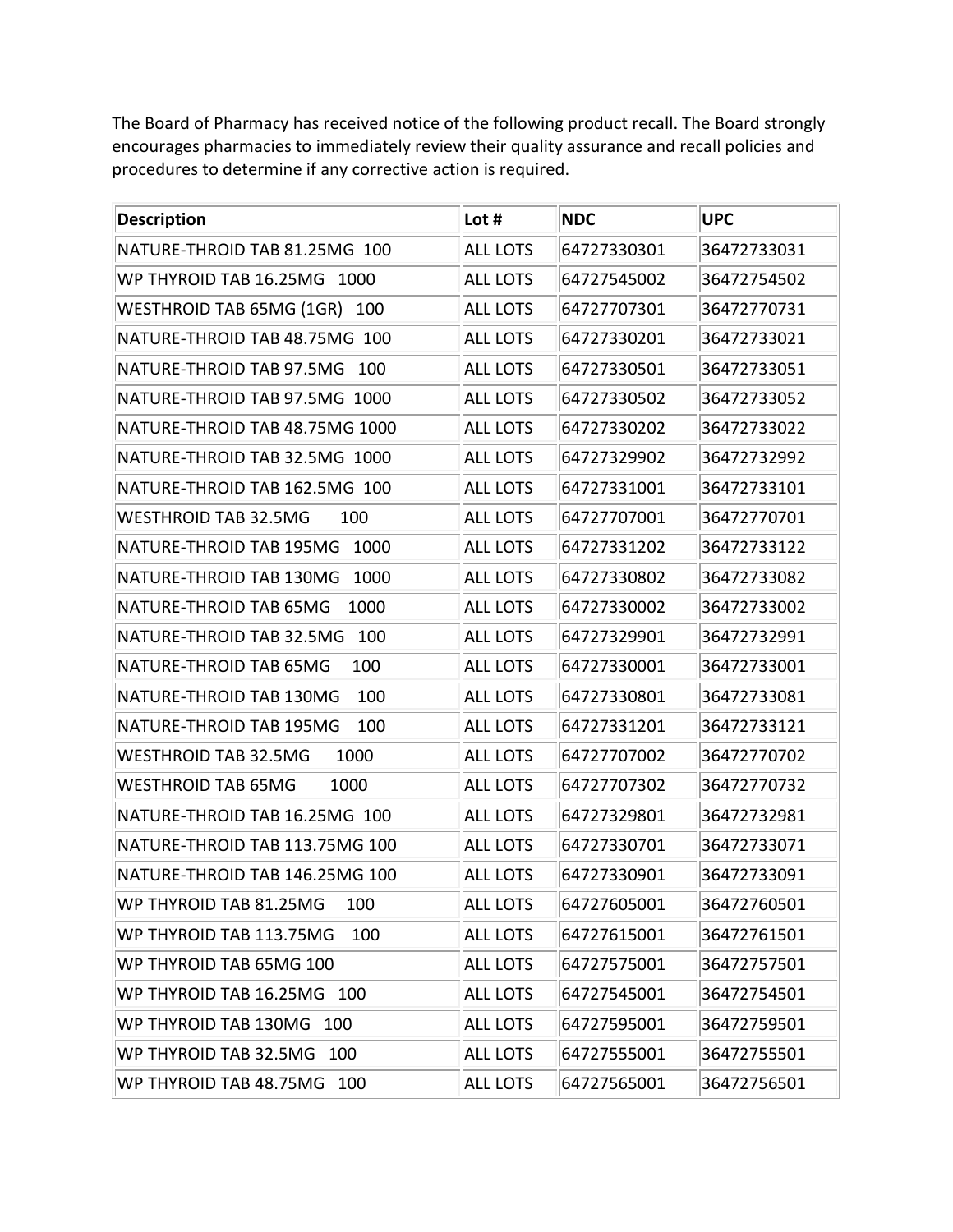The Board of Pharmacy has received notice of the following product recall. The Board strongly encourages pharmacies to immediately review their quality assurance and recall policies and procedures to determine if any corrective action is required.

| Description | Lot # | NDC | UPC |
|---|---|---|---|
| NATURE-THROID TAB 81.25MG 100 | ALL LOTS | 64727330301 | 36472733031 |
| WP THYROID TAB 16.25MG 1000 | ALL LOTS | 64727545002 | 36472754502 |
| WESTHROID TAB 65MG (1GR) 100 | ALL LOTS | 64727707301 | 36472770731 |
| NATURE-THROID TAB 48.75MG 100 | ALL LOTS | 64727330201 | 36472733021 |
| NATURE-THROID TAB 97.5MG 100 | ALL LOTS | 64727330501 | 36472733051 |
| NATURE-THROID TAB 97.5MG 1000 | ALL LOTS | 64727330502 | 36472733052 |
| NATURE-THROID TAB 48.75MG 1000 | ALL LOTS | 64727330202 | 36472733022 |
| NATURE-THROID TAB 32.5MG 1000 | ALL LOTS | 64727329902 | 36472732992 |
| NATURE-THROID TAB 162.5MG 100 | ALL LOTS | 64727331001 | 36472733101 |
| WESTHROID TAB 32.5MG 100 | ALL LOTS | 64727707001 | 36472770701 |
| NATURE-THROID TAB 195MG 1000 | ALL LOTS | 64727331202 | 36472733122 |
| NATURE-THROID TAB 130MG 1000 | ALL LOTS | 64727330802 | 36472733082 |
| NATURE-THROID TAB 65MG 1000 | ALL LOTS | 64727330002 | 36472733002 |
| NATURE-THROID TAB 32.5MG 100 | ALL LOTS | 64727329901 | 36472732991 |
| NATURE-THROID TAB 65MG 100 | ALL LOTS | 64727330001 | 36472733001 |
| NATURE-THROID TAB 130MG 100 | ALL LOTS | 64727330801 | 36472733081 |
| NATURE-THROID TAB 195MG 100 | ALL LOTS | 64727331201 | 36472733121 |
| WESTHROID TAB 32.5MG 1000 | ALL LOTS | 64727707002 | 36472770702 |
| WESTHROID TAB 65MG 1000 | ALL LOTS | 64727707302 | 36472770732 |
| NATURE-THROID TAB 16.25MG 100 | ALL LOTS | 64727329801 | 36472732981 |
| NATURE-THROID TAB 113.75MG 100 | ALL LOTS | 64727330701 | 36472733071 |
| NATURE-THROID TAB 146.25MG 100 | ALL LOTS | 64727330901 | 36472733091 |
| WP THYROID TAB 81.25MG 100 | ALL LOTS | 64727605001 | 36472760501 |
| WP THYROID TAB 113.75MG 100 | ALL LOTS | 64727615001 | 36472761501 |
| WP THYROID TAB 65MG 100 | ALL LOTS | 64727575001 | 36472757501 |
| WP THYROID TAB 16.25MG 100 | ALL LOTS | 64727545001 | 36472754501 |
| WP THYROID TAB 130MG 100 | ALL LOTS | 64727595001 | 36472759501 |
| WP THYROID TAB 32.5MG 100 | ALL LOTS | 64727555001 | 36472755501 |
| WP THYROID TAB 48.75MG 100 | ALL LOTS | 64727565001 | 36472756501 |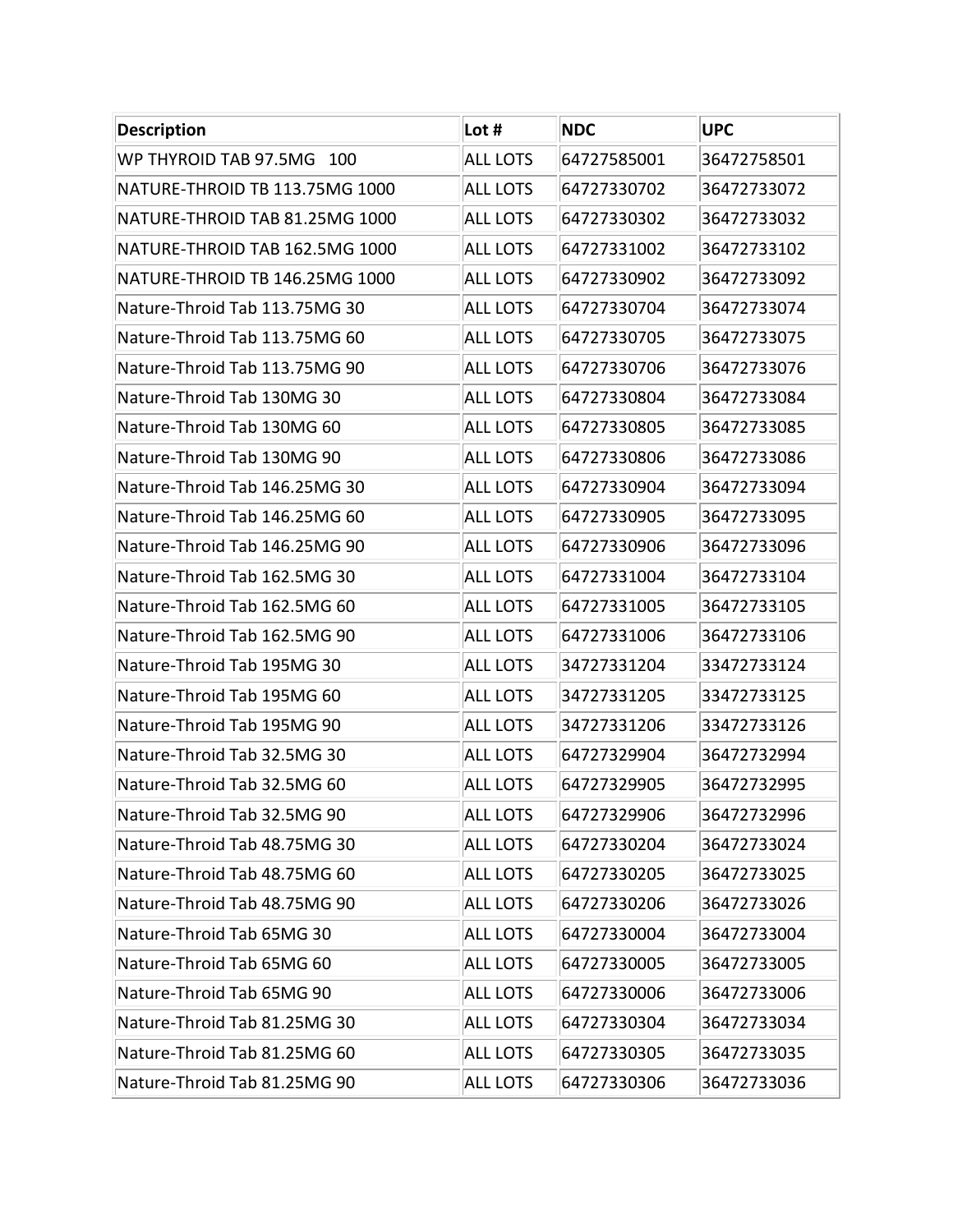| Description | Lot # | NDC | UPC |
|---|---|---|---|
| WP THYROID TAB 97.5MG   100 | ALL LOTS | 64727585001 | 36472758501 |
| NATURE-THROID TB 113.75MG 1000 | ALL LOTS | 64727330702 | 36472733072 |
| NATURE-THROID TAB 81.25MG 1000 | ALL LOTS | 64727330302 | 36472733032 |
| NATURE-THROID TAB 162.5MG 1000 | ALL LOTS | 64727331002 | 36472733102 |
| NATURE-THROID TB 146.25MG 1000 | ALL LOTS | 64727330902 | 36472733092 |
| Nature-Throid Tab 113.75MG 30 | ALL LOTS | 64727330704 | 36472733074 |
| Nature-Throid Tab 113.75MG 60 | ALL LOTS | 64727330705 | 36472733075 |
| Nature-Throid Tab 113.75MG 90 | ALL LOTS | 64727330706 | 36472733076 |
| Nature-Throid Tab 130MG 30 | ALL LOTS | 64727330804 | 36472733084 |
| Nature-Throid Tab 130MG 60 | ALL LOTS | 64727330805 | 36472733085 |
| Nature-Throid Tab 130MG 90 | ALL LOTS | 64727330806 | 36472733086 |
| Nature-Throid Tab 146.25MG 30 | ALL LOTS | 64727330904 | 36472733094 |
| Nature-Throid Tab 146.25MG 60 | ALL LOTS | 64727330905 | 36472733095 |
| Nature-Throid Tab 146.25MG 90 | ALL LOTS | 64727330906 | 36472733096 |
| Nature-Throid Tab 162.5MG 30 | ALL LOTS | 64727331004 | 36472733104 |
| Nature-Throid Tab 162.5MG 60 | ALL LOTS | 64727331005 | 36472733105 |
| Nature-Throid Tab 162.5MG 90 | ALL LOTS | 64727331006 | 36472733106 |
| Nature-Throid Tab 195MG 30 | ALL LOTS | 34727331204 | 33472733124 |
| Nature-Throid Tab 195MG 60 | ALL LOTS | 34727331205 | 33472733125 |
| Nature-Throid Tab 195MG 90 | ALL LOTS | 34727331206 | 33472733126 |
| Nature-Throid Tab 32.5MG 30 | ALL LOTS | 64727329904 | 36472732994 |
| Nature-Throid Tab 32.5MG 60 | ALL LOTS | 64727329905 | 36472732995 |
| Nature-Throid Tab 32.5MG 90 | ALL LOTS | 64727329906 | 36472732996 |
| Nature-Throid Tab 48.75MG 30 | ALL LOTS | 64727330204 | 36472733024 |
| Nature-Throid Tab 48.75MG 60 | ALL LOTS | 64727330205 | 36472733025 |
| Nature-Throid Tab 48.75MG 90 | ALL LOTS | 64727330206 | 36472733026 |
| Nature-Throid Tab 65MG 30 | ALL LOTS | 64727330004 | 36472733004 |
| Nature-Throid Tab 65MG 60 | ALL LOTS | 64727330005 | 36472733005 |
| Nature-Throid Tab 65MG 90 | ALL LOTS | 64727330006 | 36472733006 |
| Nature-Throid Tab 81.25MG 30 | ALL LOTS | 64727330304 | 36472733034 |
| Nature-Throid Tab 81.25MG 60 | ALL LOTS | 64727330305 | 36472733035 |
| Nature-Throid Tab 81.25MG 90 | ALL LOTS | 64727330306 | 36472733036 |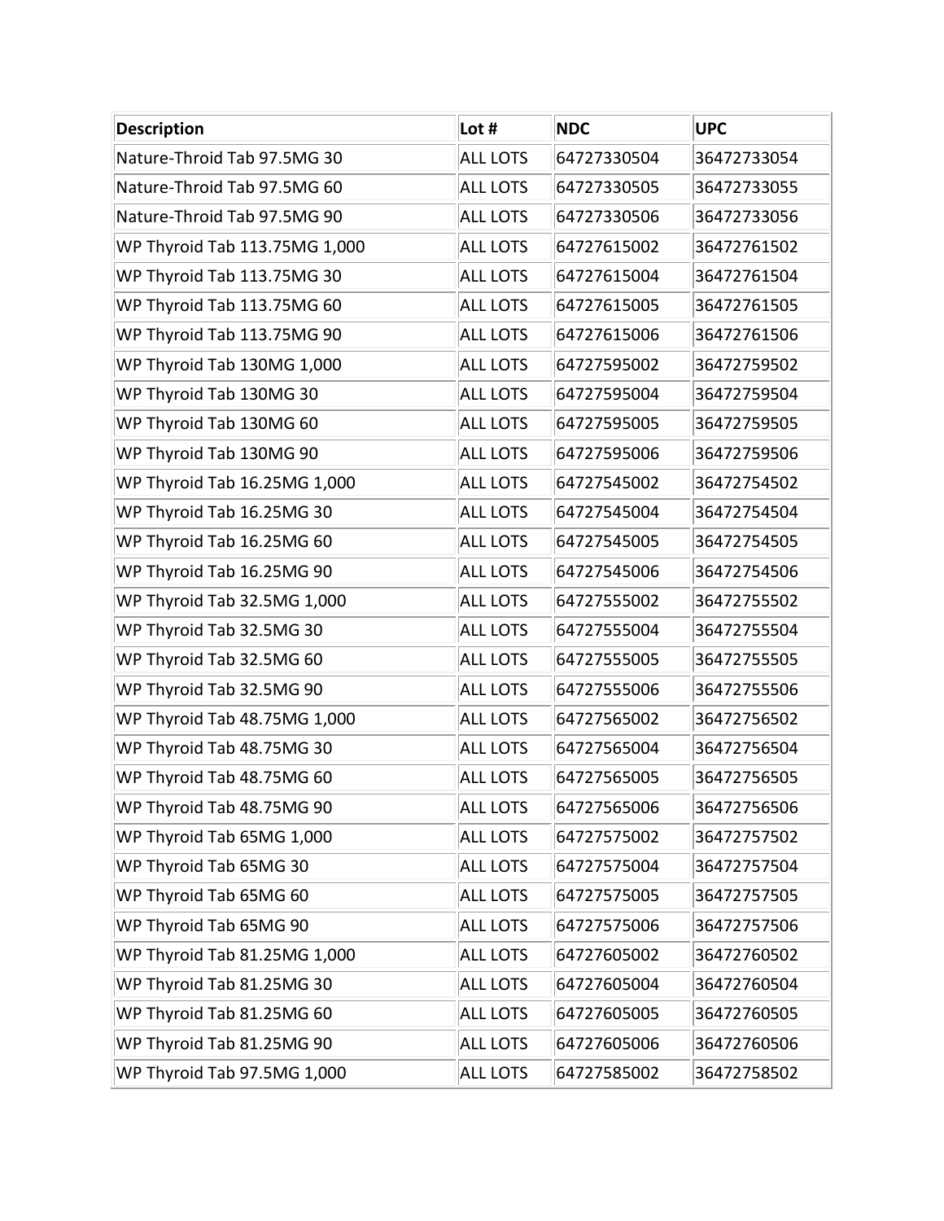| Description | Lot # | NDC | UPC |
| --- | --- | --- | --- |
| Nature-Throid Tab 97.5MG 30 | ALL LOTS | 64727330504 | 36472733054 |
| Nature-Throid Tab 97.5MG 60 | ALL LOTS | 64727330505 | 36472733055 |
| Nature-Throid Tab 97.5MG 90 | ALL LOTS | 64727330506 | 36472733056 |
| WP Thyroid Tab 113.75MG 1,000 | ALL LOTS | 64727615002 | 36472761502 |
| WP Thyroid Tab 113.75MG 30 | ALL LOTS | 64727615004 | 36472761504 |
| WP Thyroid Tab 113.75MG 60 | ALL LOTS | 64727615005 | 36472761505 |
| WP Thyroid Tab 113.75MG 90 | ALL LOTS | 64727615006 | 36472761506 |
| WP Thyroid Tab 130MG 1,000 | ALL LOTS | 64727595002 | 36472759502 |
| WP Thyroid Tab 130MG 30 | ALL LOTS | 64727595004 | 36472759504 |
| WP Thyroid Tab 130MG 60 | ALL LOTS | 64727595005 | 36472759505 |
| WP Thyroid Tab 130MG 90 | ALL LOTS | 64727595006 | 36472759506 |
| WP Thyroid Tab 16.25MG 1,000 | ALL LOTS | 64727545002 | 36472754502 |
| WP Thyroid Tab 16.25MG 30 | ALL LOTS | 64727545004 | 36472754504 |
| WP Thyroid Tab 16.25MG 60 | ALL LOTS | 64727545005 | 36472754505 |
| WP Thyroid Tab 16.25MG 90 | ALL LOTS | 64727545006 | 36472754506 |
| WP Thyroid Tab 32.5MG 1,000 | ALL LOTS | 64727555002 | 36472755502 |
| WP Thyroid Tab 32.5MG 30 | ALL LOTS | 64727555004 | 36472755504 |
| WP Thyroid Tab 32.5MG 60 | ALL LOTS | 64727555005 | 36472755505 |
| WP Thyroid Tab 32.5MG 90 | ALL LOTS | 64727555006 | 36472755506 |
| WP Thyroid Tab 48.75MG 1,000 | ALL LOTS | 64727565002 | 36472756502 |
| WP Thyroid Tab 48.75MG 30 | ALL LOTS | 64727565004 | 36472756504 |
| WP Thyroid Tab 48.75MG 60 | ALL LOTS | 64727565005 | 36472756505 |
| WP Thyroid Tab 48.75MG 90 | ALL LOTS | 64727565006 | 36472756506 |
| WP Thyroid Tab 65MG 1,000 | ALL LOTS | 64727575002 | 36472757502 |
| WP Thyroid Tab 65MG 30 | ALL LOTS | 64727575004 | 36472757504 |
| WP Thyroid Tab 65MG 60 | ALL LOTS | 64727575005 | 36472757505 |
| WP Thyroid Tab 65MG 90 | ALL LOTS | 64727575006 | 36472757506 |
| WP Thyroid Tab 81.25MG 1,000 | ALL LOTS | 64727605002 | 36472760502 |
| WP Thyroid Tab 81.25MG 30 | ALL LOTS | 64727605004 | 36472760504 |
| WP Thyroid Tab 81.25MG 60 | ALL LOTS | 64727605005 | 36472760505 |
| WP Thyroid Tab 81.25MG 90 | ALL LOTS | 64727605006 | 36472760506 |
| WP Thyroid Tab 97.5MG 1,000 | ALL LOTS | 64727585002 | 36472758502 |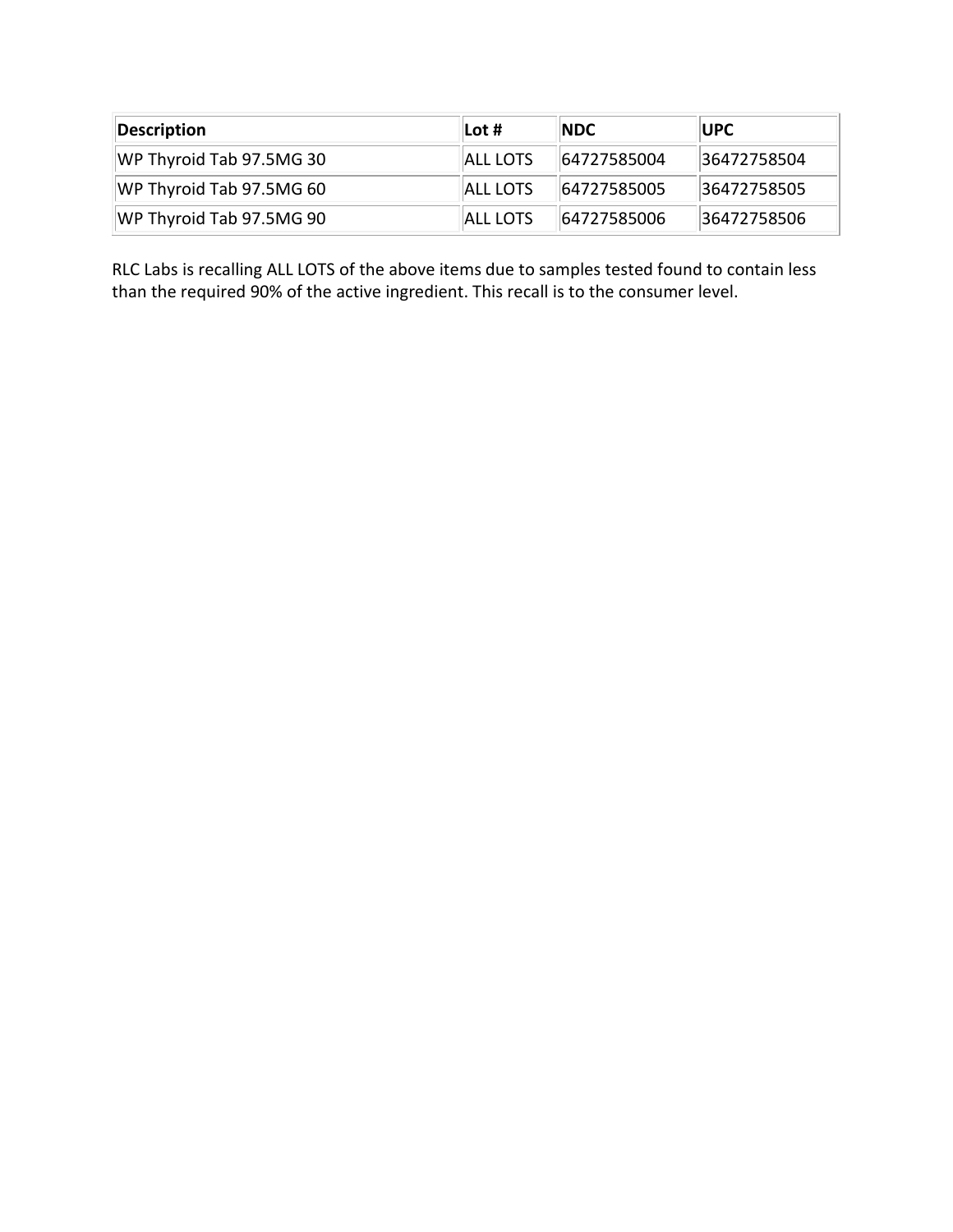| Description | Lot # | NDC | UPC |
|---|---|---|---|
| WP Thyroid Tab 97.5MG 30 | ALL LOTS | 64727585004 | 36472758504 |
| WP Thyroid Tab 97.5MG 60 | ALL LOTS | 64727585005 | 36472758505 |
| WP Thyroid Tab 97.5MG 90 | ALL LOTS | 64727585006 | 36472758506 |

RLC Labs is recalling ALL LOTS of the above items due to samples tested found to contain less than the required 90% of the active ingredient. This recall is to the consumer level.